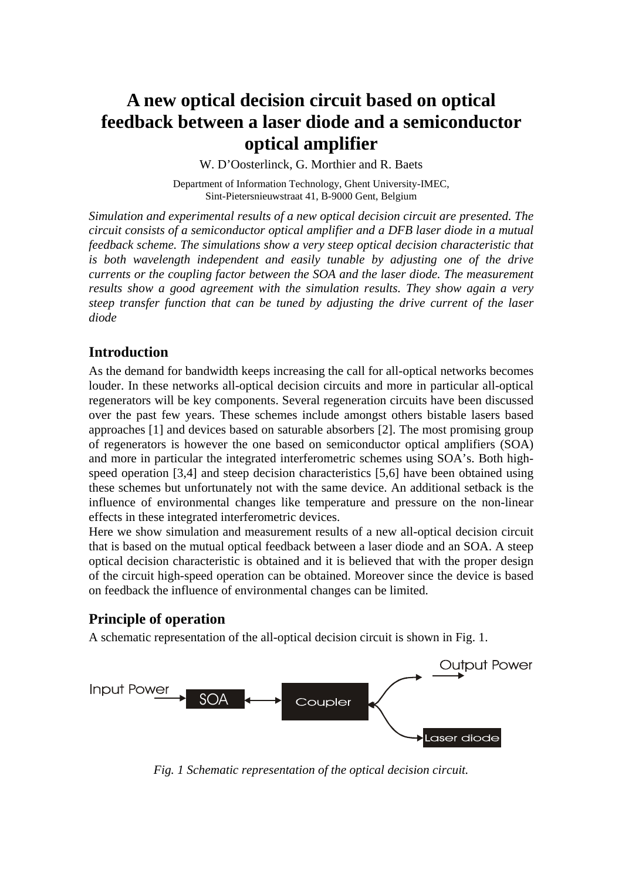# A new optical decision circuit based on optical feedback between a laser diode and a semiconductor optical amplifier

W. D'Oosterlinck, G. Morthier and R. Baets

Department of Information Technology, Ghent University-IMEC,
Sint-Pietersnieuwstraat 41, B-9000 Gent, Belgium

*Simulation and experimental results of a new optical decision circuit are presented. The circuit consists of a semiconductor optical amplifier and a DFB laser diode in a mutual feedback scheme. The simulations show a very steep optical decision characteristic that is both wavelength independent and easily tunable by adjusting one of the drive currents or the coupling factor between the SOA and the laser diode. The measurement results show a good agreement with the simulation results. They show again a very steep transfer function that can be tuned by adjusting the drive current of the laser diode*

## Introduction

As the demand for bandwidth keeps increasing the call for all-optical networks becomes louder. In these networks all-optical decision circuits and more in particular all-optical regenerators will be key components. Several regeneration circuits have been discussed over the past few years. These schemes include amongst others bistable lasers based approaches [1] and devices based on saturable absorbers [2]. The most promising group of regenerators is however the one based on semiconductor optical amplifiers (SOA) and more in particular the integrated interferometric schemes using SOA's. Both high-speed operation [3,4] and steep decision characteristics [5,6] have been obtained using these schemes but unfortunately not with the same device. An additional setback is the influence of environmental changes like temperature and pressure on the non-linear effects in these integrated interferometric devices.

Here we show simulation and measurement results of a new all-optical decision circuit that is based on the mutual optical feedback between a laser diode and an SOA. A steep optical decision characteristic is obtained and it is believed that with the proper design of the circuit high-speed operation can be obtained. Moreover since the device is based on feedback the influence of environmental changes can be limited.

## Principle of operation

A schematic representation of the all-optical decision circuit is shown in Fig. 1.

Input Power → SOA ↔ Coupler → Output Power / Laser diode

*Fig. 1 Schematic representation of the optical decision circuit.*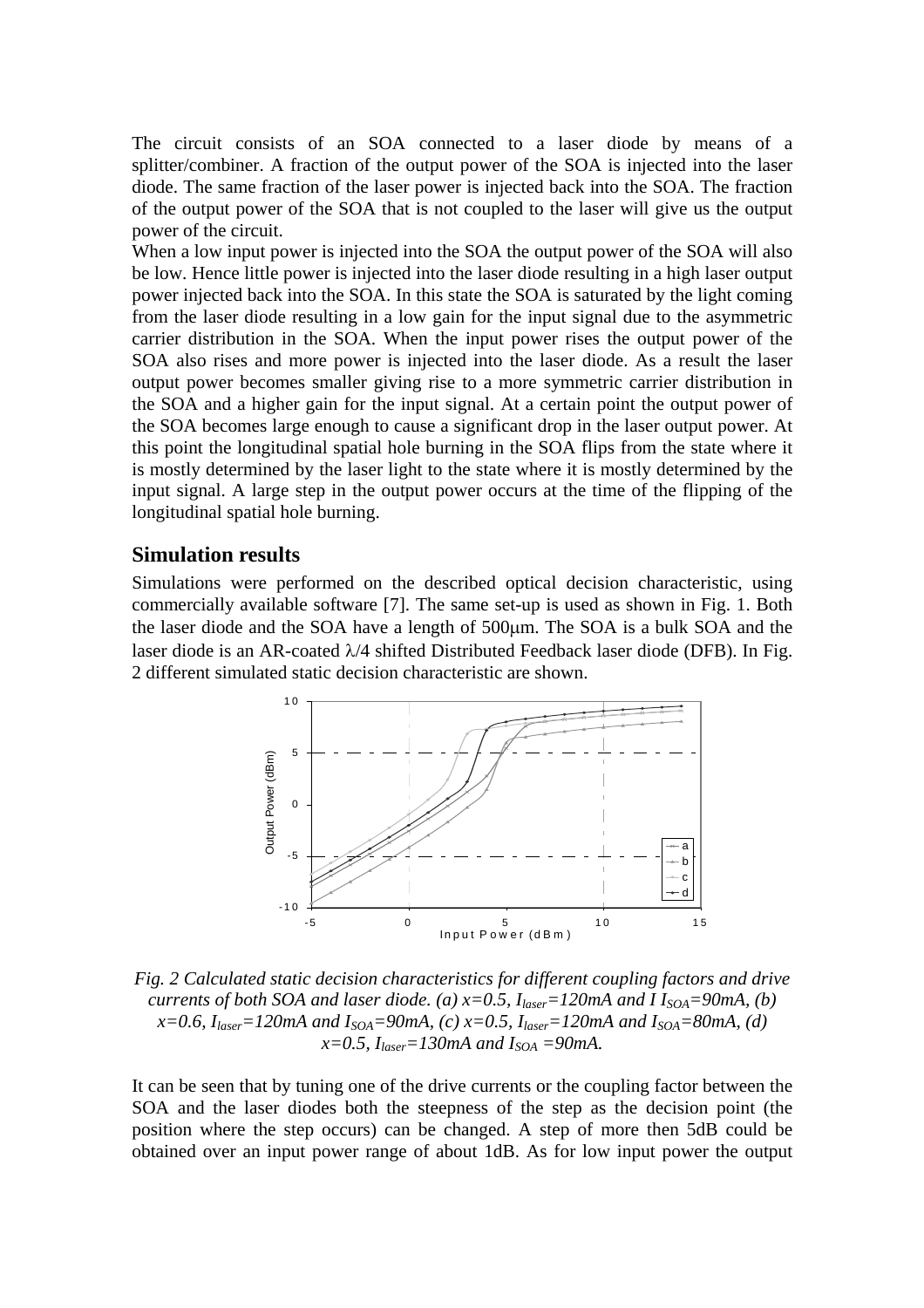The circuit consists of an SOA connected to a laser diode by means of a splitter/combiner. A fraction of the output power of the SOA is injected into the laser diode. The same fraction of the laser power is injected back into the SOA. The fraction of the output power of the SOA that is not coupled to the laser will give us the output power of the circuit.

When a low input power is injected into the SOA the output power of the SOA will also be low. Hence little power is injected into the laser diode resulting in a high laser output power injected back into the SOA. In this state the SOA is saturated by the light coming from the laser diode resulting in a low gain for the input signal due to the asymmetric carrier distribution in the SOA. When the input power rises the output power of the SOA also rises and more power is injected into the laser diode. As a result the laser output power becomes smaller giving rise to a more symmetric carrier distribution in the SOA and a higher gain for the input signal. At a certain point the output power of the SOA becomes large enough to cause a significant drop in the laser output power. At this point the longitudinal spatial hole burning in the SOA flips from the state where it is mostly determined by the laser light to the state where it is mostly determined by the input signal. A large step in the output power occurs at the time of the flipping of the longitudinal spatial hole burning.

## Simulation results

Simulations were performed on the described optical decision characteristic, using commercially available software [7]. The same set-up is used as shown in Fig. 1. Both the laser diode and the SOA have a length of 500μm. The SOA is a bulk SOA and the laser diode is an AR-coated λ/4 shifted Distributed Feedback laser diode (DFB). In Fig. 2 different simulated static decision characteristic are shown.

*Fig. 2 Calculated static decision characteristics for different coupling factors and drive currents of both SOA and laser diode. (a) $x=0.5$, $I_{laser}=120mA$ and I $I_{SOA}=90mA$, (b) $x=0.6$, $I_{laser}=120mA$ and $I_{SOA}=90mA$, (c) $x=0.5$, $I_{laser}=120mA$ and $I_{SOA}=80mA$, (d) $x=0.5$, $I_{laser}=130mA$ and $I_{SOA}=90mA$.*

It can be seen that by tuning one of the drive currents or the coupling factor between the SOA and the laser diodes both the steepness of the step as the decision point (the position where the step occurs) can be changed. A step of more then 5dB could be obtained over an input power range of about 1dB. As for low input power the output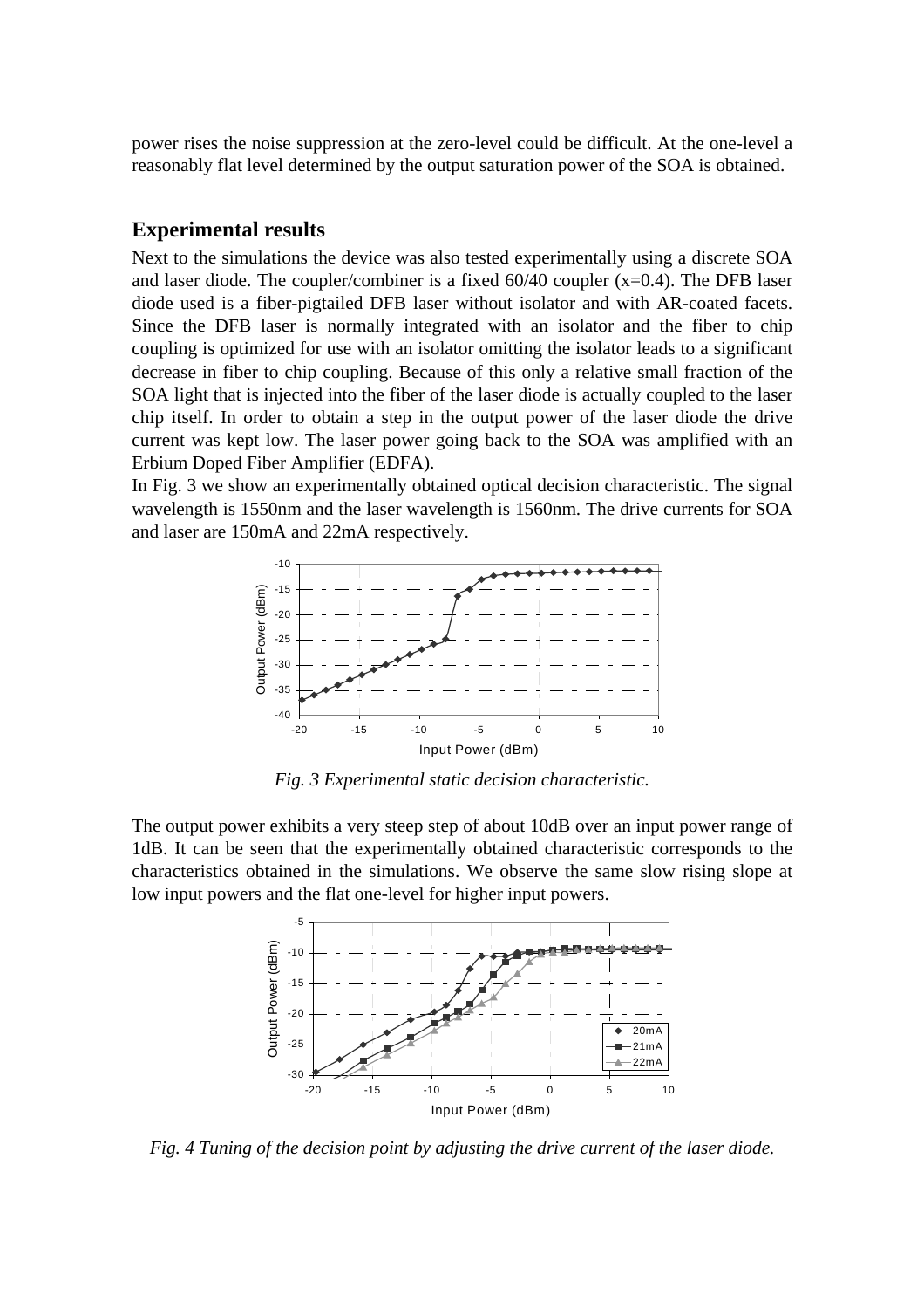power rises the noise suppression at the zero-level could be difficult. At the one-level a reasonably flat level determined by the output saturation power of the SOA is obtained.

## Experimental results

Next to the simulations the device was also tested experimentally using a discrete SOA and laser diode. The coupler/combiner is a fixed 60/40 coupler (x=0.4). The DFB laser diode used is a fiber-pigtailed DFB laser without isolator and with AR-coated facets. Since the DFB laser is normally integrated with an isolator and the fiber to chip coupling is optimized for use with an isolator omitting the isolator leads to a significant decrease in fiber to chip coupling. Because of this only a relative small fraction of the SOA light that is injected into the fiber of the laser diode is actually coupled to the laser chip itself. In order to obtain a step in the output power of the laser diode the drive current was kept low. The laser power going back to the SOA was amplified with an Erbium Doped Fiber Amplifier (EDFA).

In Fig. 3 we show an experimentally obtained optical decision characteristic. The signal wavelength is 1550nm and the laser wavelength is 1560nm. The drive currents for SOA and laser are 150mA and 22mA respectively.

*Fig. 3 Experimental static decision characteristic.*

The output power exhibits a very steep step of about 10dB over an input power range of 1dB. It can be seen that the experimentally obtained characteristic corresponds to the characteristics obtained in the simulations. We observe the same slow rising slope at low input powers and the flat one-level for higher input powers.

*Fig. 4 Tuning of the decision point by adjusting the drive current of the laser diode.*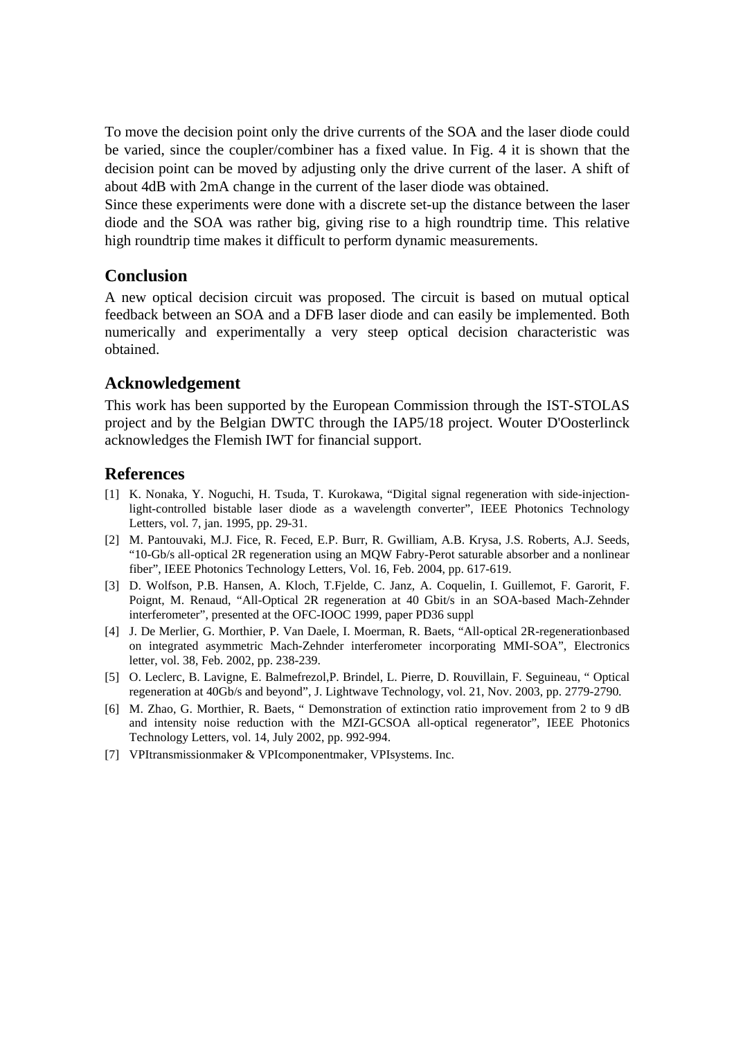To move the decision point only the drive currents of the SOA and the laser diode could be varied, since the coupler/combiner has a fixed value. In Fig. 4 it is shown that the decision point can be moved by adjusting only the drive current of the laser. A shift of about 4dB with 2mA change in the current of the laser diode was obtained.

Since these experiments were done with a discrete set-up the distance between the laser diode and the SOA was rather big, giving rise to a high roundtrip time. This relative high roundtrip time makes it difficult to perform dynamic measurements.

## Conclusion

A new optical decision circuit was proposed. The circuit is based on mutual optical feedback between an SOA and a DFB laser diode and can easily be implemented. Both numerically and experimentally a very steep optical decision characteristic was obtained.

## Acknowledgement

This work has been supported by the European Commission through the IST-STOLAS project and by the Belgian DWTC through the IAP5/18 project. Wouter D'Oosterlinck acknowledges the Flemish IWT for financial support.

## References

[1] K. Nonaka, Y. Noguchi, H. Tsuda, T. Kurokawa, "Digital signal regeneration with side-injection-light-controlled bistable laser diode as a wavelength converter", IEEE Photonics Technology Letters, vol. 7, jan. 1995, pp. 29-31.

[2] M. Pantouvaki, M.J. Fice, R. Feced, E.P. Burr, R. Gwilliam, A.B. Krysa, J.S. Roberts, A.J. Seeds, "10-Gb/s all-optical 2R regeneration using an MQW Fabry-Perot saturable absorber and a nonlinear fiber", IEEE Photonics Technology Letters, Vol. 16, Feb. 2004, pp. 617-619.

[3] D. Wolfson, P.B. Hansen, A. Kloch, T.Fjelde, C. Janz, A. Coquelin, I. Guillemot, F. Garorit, F. Poignt, M. Renaud, "All-Optical 2R regeneration at 40 Gbit/s in an SOA-based Mach-Zehnder interferometer", presented at the OFC-IOOC 1999, paper PD36 suppl

[4] J. De Merlier, G. Morthier, P. Van Daele, I. Moerman, R. Baets, "All-optical 2R-regenerationbased on integrated asymmetric Mach-Zehnder interferometer incorporating MMI-SOA", Electronics letter, vol. 38, Feb. 2002, pp. 238-239.

[5] O. Leclerc, B. Lavigne, E. Balmefrezol,P. Brindel, L. Pierre, D. Rouvillain, F. Seguineau, " Optical regeneration at 40Gb/s and beyond", J. Lightwave Technology, vol. 21, Nov. 2003, pp. 2779-2790.

[6] M. Zhao, G. Morthier, R. Baets, " Demonstration of extinction ratio improvement from 2 to 9 dB and intensity noise reduction with the MZI-GCSOA all-optical regenerator", IEEE Photonics Technology Letters, vol. 14, July 2002, pp. 992-994.

[7] VPItransmissionmaker & VPIcomponentmaker, VPIsystems. Inc.